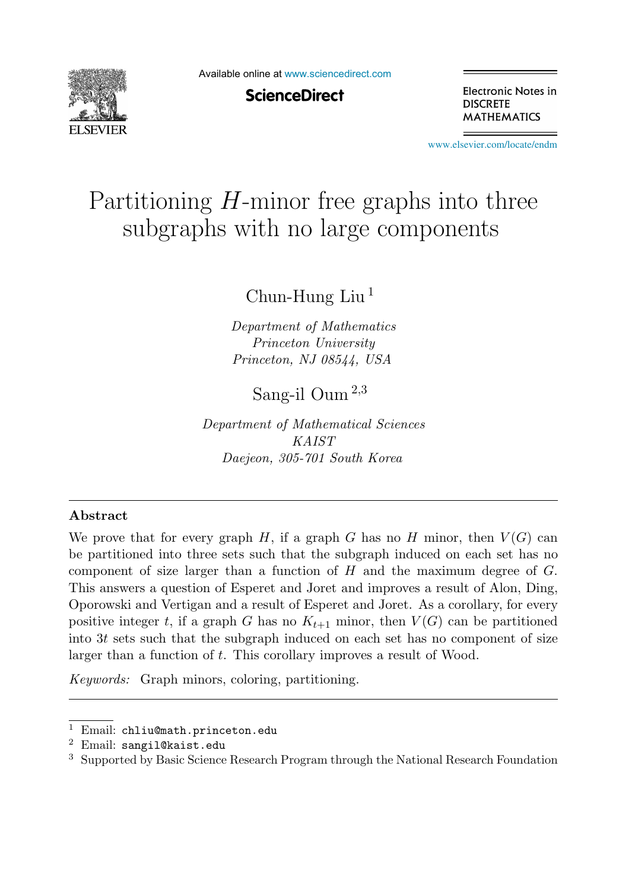# Partitioning $H$-minor free graphs into three subgraphs with no large components

Chun-Hung Liu [1]

*Department of Mathematics*
*Princeton University*
*Princeton, NJ 08544, USA*

Sang-il Oum [2,3]

*Department of Mathematical Sciences*
*KAIST*
*Daejeon, 305-701 South Korea*

---

## Abstract

We prove that for every graph $H$, if a graph $G$ has no $H$ minor, then $V(G)$ can be partitioned into three sets such that the subgraph induced on each set has no component of size larger than a function of $H$ and the maximum degree of $G$. This answers a question of Esperet and Joret and improves a result of Alon, Ding, Oporowski and Vertigan and a result of Esperet and Joret. As a corollary, for every positive integer $t$, if a graph $G$ has no $K_{t+1}$ minor, then $V(G)$ can be partitioned into $3t$ sets such that the subgraph induced on each set has no component of size larger than a function of $t$. This corollary improves a result of Wood.

*Keywords:* Graph minors, coloring, partitioning.

---

[1] Email: `chliu@math.princeton.edu`

[2] Email: `sangil@kaist.edu`

[3] Supported by Basic Science Research Program through the National Research Foundation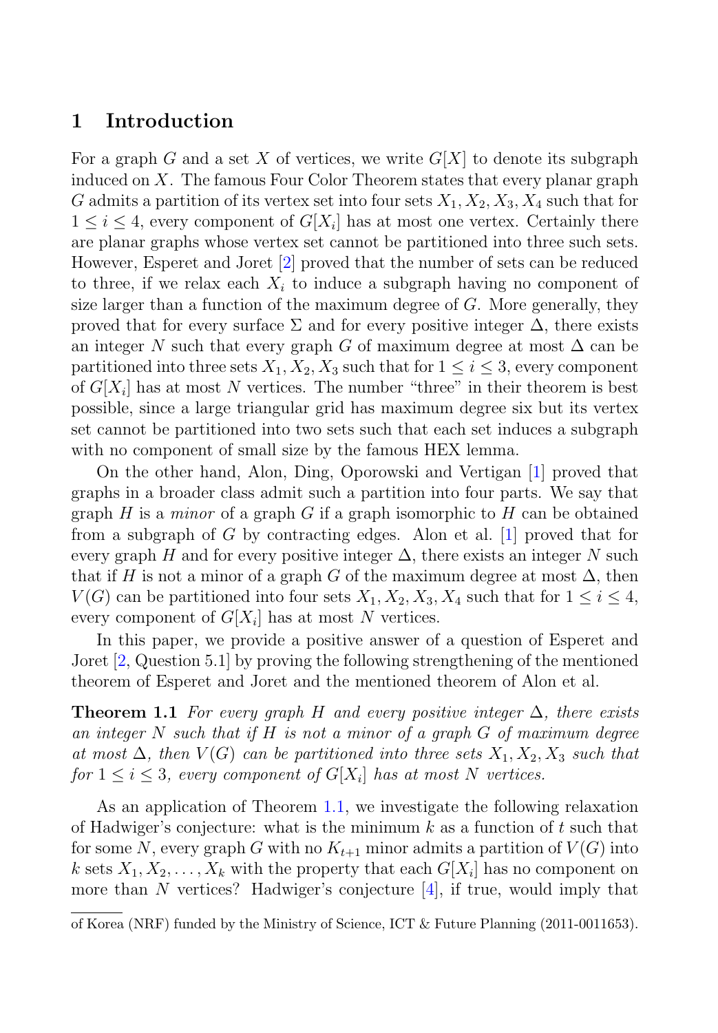# 1 Introduction

For a graph $G$ and a set $X$ of vertices, we write $G[X]$ to denote its subgraph induced on $X$. The famous Four Color Theorem states that every planar graph $G$ admits a partition of its vertex set into four sets $X_1, X_2, X_3, X_4$ such that for $1 \leq i \leq 4$, every component of $G[X_i]$ has at most one vertex. Certainly there are planar graphs whose vertex set cannot be partitioned into three such sets. However, Esperet and Joret [2] proved that the number of sets can be reduced to three, if we relax each $X_i$ to induce a subgraph having no component of size larger than a function of the maximum degree of $G$. More generally, they proved that for every surface $\Sigma$ and for every positive integer $\Delta$, there exists an integer $N$ such that every graph $G$ of maximum degree at most $\Delta$ can be partitioned into three sets $X_1, X_2, X_3$ such that for $1 \leq i \leq 3$, every component of $G[X_i]$ has at most $N$ vertices. The number "three" in their theorem is best possible, since a large triangular grid has maximum degree six but its vertex set cannot be partitioned into two sets such that each set induces a subgraph with no component of small size by the famous HEX lemma.

On the other hand, Alon, Ding, Oporowski and Vertigan [1] proved that graphs in a broader class admit such a partition into four parts. We say that graph $H$ is a *minor* of a graph $G$ if a graph isomorphic to $H$ can be obtained from a subgraph of $G$ by contracting edges. Alon et al. [1] proved that for every graph $H$ and for every positive integer $\Delta$, there exists an integer $N$ such that if $H$ is not a minor of a graph $G$ of the maximum degree at most $\Delta$, then $V(G)$ can be partitioned into four sets $X_1, X_2, X_3, X_4$ such that for $1 \leq i \leq 4$, every component of $G[X_i]$ has at most $N$ vertices.

In this paper, we provide a positive answer of a question of Esperet and Joret [2, Question 5.1] by proving the following strengthening of the mentioned theorem of Esperet and Joret and the mentioned theorem of Alon et al.

**Theorem 1.1** *For every graph $H$ and every positive integer $\Delta$, there exists an integer $N$ such that if $H$ is not a minor of a graph $G$ of maximum degree at most $\Delta$, then $V(G)$ can be partitioned into three sets $X_1, X_2, X_3$ such that for $1 \leq i \leq 3$, every component of $G[X_i]$ has at most $N$ vertices.*

As an application of Theorem 1.1, we investigate the following relaxation of Hadwiger's conjecture: what is the minimum $k$ as a function of $t$ such that for some $N$, every graph $G$ with no $K_{t+1}$ minor admits a partition of $V(G)$ into $k$ sets $X_1, X_2, \ldots, X_k$ with the property that each $G[X_i]$ has no component on more than $N$ vertices? Hadwiger's conjecture [4], if true, would imply that

of Korea (NRF) funded by the Ministry of Science, ICT & Future Planning (2011-0011653).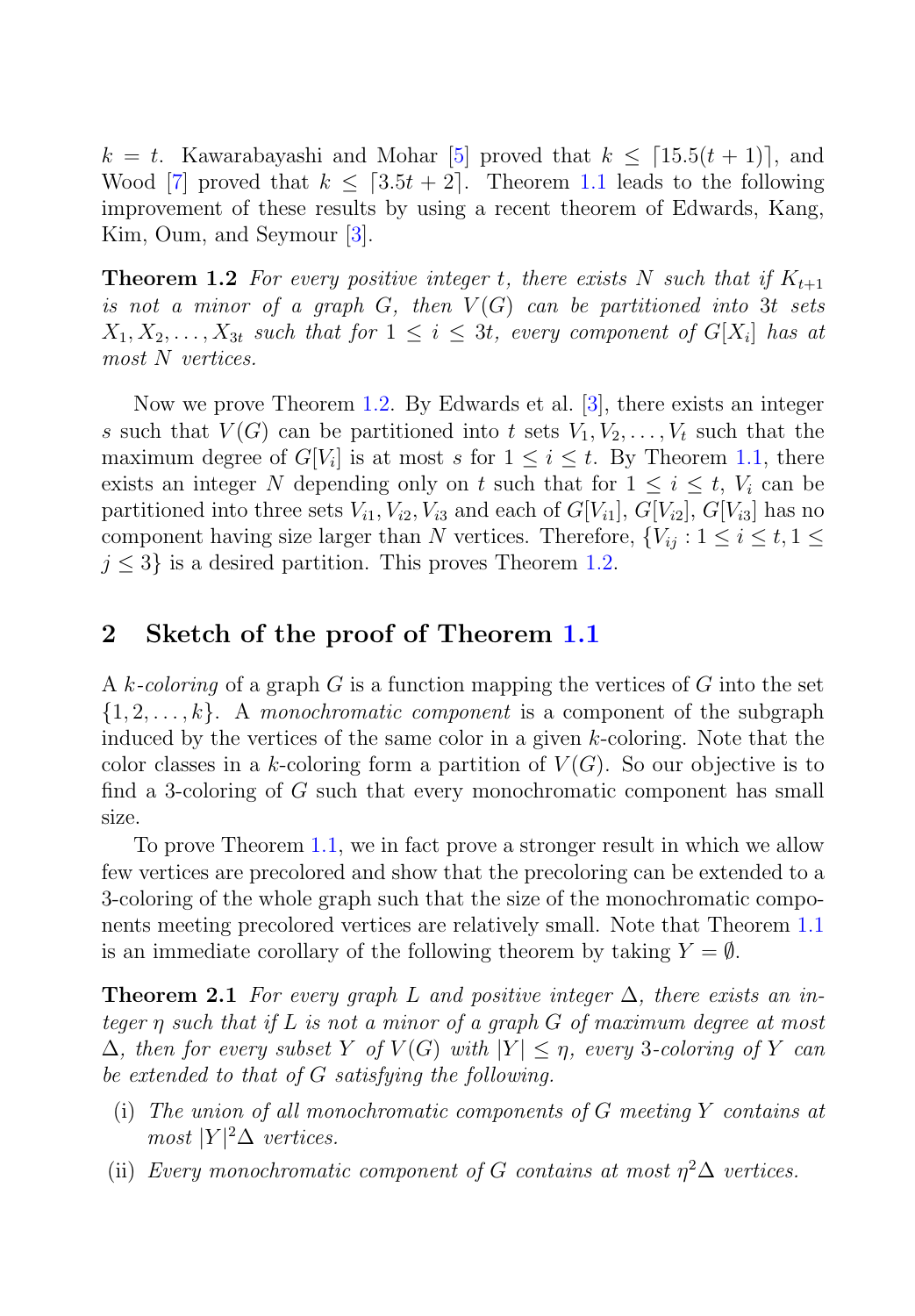$k = t$. Kawarabayashi and Mohar [5] proved that $k \leq \lceil 15.5(t+1) \rceil$, and Wood [7] proved that $k \leq \lceil 3.5t + 2 \rceil$. Theorem 1.1 leads to the following improvement of these results by using a recent theorem of Edwards, Kang, Kim, Oum, and Seymour [3].

**Theorem 1.2** *For every positive integer $t$, there exists $N$ such that if $K_{t+1}$ is not a minor of a graph $G$, then $V(G)$ can be partitioned into $3t$ sets $X_1, X_2, \ldots, X_{3t}$ such that for $1 \leq i \leq 3t$, every component of $G[X_i]$ has at most $N$ vertices.*

Now we prove Theorem 1.2. By Edwards et al. [3], there exists an integer $s$ such that $V(G)$ can be partitioned into $t$ sets $V_1, V_2, \ldots, V_t$ such that the maximum degree of $G[V_i]$ is at most $s$ for $1 \leq i \leq t$. By Theorem 1.1, there exists an integer $N$ depending only on $t$ such that for $1 \leq i \leq t$, $V_i$ can be partitioned into three sets $V_{i1}, V_{i2}, V_{i3}$ and each of $G[V_{i1}]$, $G[V_{i2}]$, $G[V_{i3}]$ has no component having size larger than $N$ vertices. Therefore, $\{V_{ij} : 1 \leq i \leq t, 1 \leq j \leq 3\}$ is a desired partition. This proves Theorem 1.2.

## 2 Sketch of the proof of Theorem 1.1

A *$k$-coloring* of a graph $G$ is a function mapping the vertices of $G$ into the set $\{1, 2, \ldots, k\}$. A *monochromatic component* is a component of the subgraph induced by the vertices of the same color in a given $k$-coloring. Note that the color classes in a $k$-coloring form a partition of $V(G)$. So our objective is to find a 3-coloring of $G$ such that every monochromatic component has small size.

To prove Theorem 1.1, we in fact prove a stronger result in which we allow few vertices are precolored and show that the precoloring can be extended to a 3-coloring of the whole graph such that the size of the monochromatic components meeting precolored vertices are relatively small. Note that Theorem 1.1 is an immediate corollary of the following theorem by taking $Y = \emptyset$.

**Theorem 2.1** *For every graph $L$ and positive integer $\Delta$, there exists an integer $\eta$ such that if $L$ is not a minor of a graph $G$ of maximum degree at most $\Delta$, then for every subset $Y$ of $V(G)$ with $|Y| \leq \eta$, every 3-coloring of $Y$ can be extended to that of $G$ satisfying the following.*

- (i) *The union of all monochromatic components of $G$ meeting $Y$ contains at most $|Y|^2\Delta$ vertices.*
- (ii) *Every monochromatic component of $G$ contains at most $\eta^2\Delta$ vertices.*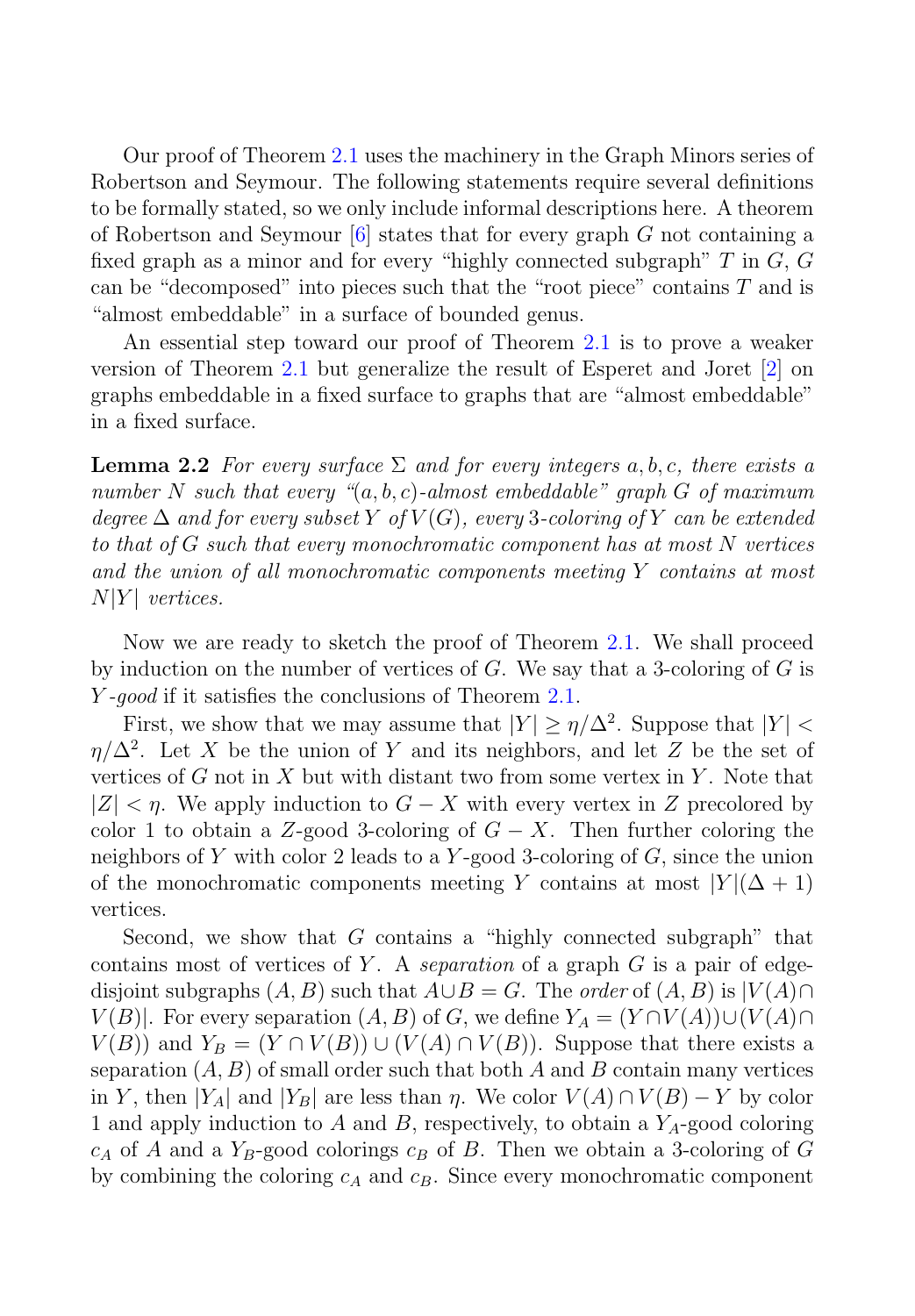Our proof of Theorem 2.1 uses the machinery in the Graph Minors series of Robertson and Seymour. The following statements require several definitions to be formally stated, so we only include informal descriptions here. A theorem of Robertson and Seymour [6] states that for every graph $G$ not containing a fixed graph as a minor and for every "highly connected subgraph" $T$ in $G$, $G$ can be "decomposed" into pieces such that the "root piece" contains $T$ and is "almost embeddable" in a surface of bounded genus.

An essential step toward our proof of Theorem 2.1 is to prove a weaker version of Theorem 2.1 but generalize the result of Esperet and Joret [2] on graphs embeddable in a fixed surface to graphs that are "almost embeddable" in a fixed surface.

**Lemma 2.2** *For every surface $\Sigma$ and for every integers $a, b, c$, there exists a number $N$ such that every "$(a, b, c)$-almost embeddable" graph $G$ of maximum degree $\Delta$ and for every subset $Y$ of $V(G)$, every 3-coloring of $Y$ can be extended to that of $G$ such that every monochromatic component has at most $N$ vertices and the union of all monochromatic components meeting $Y$ contains at most $N|Y|$ vertices.*

Now we are ready to sketch the proof of Theorem 2.1. We shall proceed by induction on the number of vertices of $G$. We say that a 3-coloring of $G$ is *$Y$-good* if it satisfies the conclusions of Theorem 2.1.

First, we show that we may assume that $|Y| \geq \eta/\Delta^2$. Suppose that $|Y| < \eta/\Delta^2$. Let $X$ be the union of $Y$ and its neighbors, and let $Z$ be the set of vertices of $G$ not in $X$ but with distant two from some vertex in $Y$. Note that $|Z| < \eta$. We apply induction to $G - X$ with every vertex in $Z$ precolored by color 1 to obtain a $Z$-good 3-coloring of $G - X$. Then further coloring the neighbors of $Y$ with color 2 leads to a $Y$-good 3-coloring of $G$, since the union of the monochromatic components meeting $Y$ contains at most $|Y|(\Delta + 1)$ vertices.

Second, we show that $G$ contains a "highly connected subgraph" that contains most of vertices of $Y$. A *separation* of a graph $G$ is a pair of edge-disjoint subgraphs $(A, B)$ such that $A \cup B = G$. The *order* of $(A, B)$ is $|V(A) \cap V(B)|$. For every separation $(A, B)$ of $G$, we define $Y_A = (Y \cap V(A)) \cup (V(A) \cap V(B))$ and $Y_B = (Y \cap V(B)) \cup (V(A) \cap V(B))$. Suppose that there exists a separation $(A, B)$ of small order such that both $A$ and $B$ contain many vertices in $Y$, then $|Y_A|$ and $|Y_B|$ are less than $\eta$. We color $V(A) \cap V(B) - Y$ by color 1 and apply induction to $A$ and $B$, respectively, to obtain a $Y_A$-good coloring $c_A$ of $A$ and a $Y_B$-good colorings $c_B$ of $B$. Then we obtain a 3-coloring of $G$ by combining the coloring $c_A$ and $c_B$. Since every monochromatic component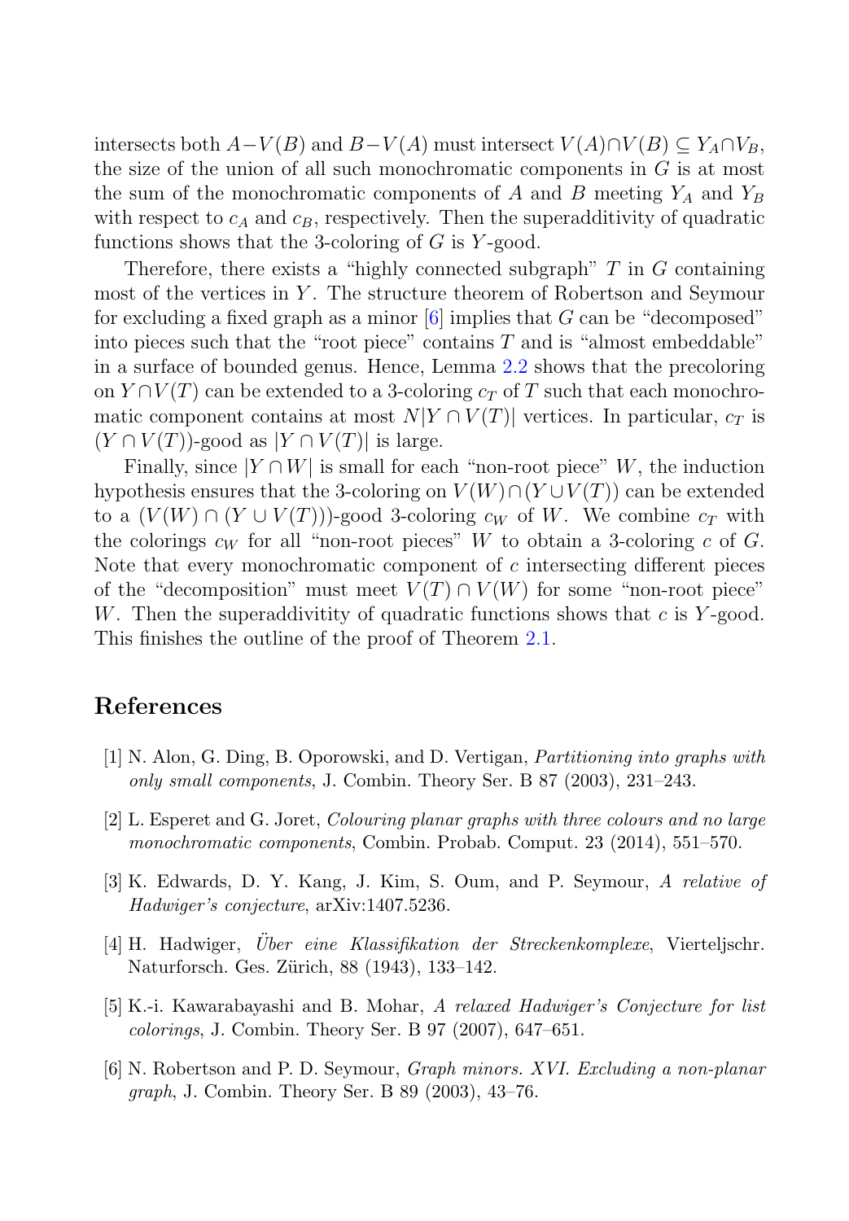intersects both $A - V(B)$ and $B - V(A)$ must intersect $V(A) \cap V(B) \subseteq Y_A \cap V_B$, the size of the union of all such monochromatic components in $G$ is at most the sum of the monochromatic components of $A$ and $B$ meeting $Y_A$ and $Y_B$ with respect to $c_A$ and $c_B$, respectively. Then the superadditivity of quadratic functions shows that the 3-coloring of $G$ is $Y$-good.

Therefore, there exists a "highly connected subgraph" $T$ in $G$ containing most of the vertices in $Y$. The structure theorem of Robertson and Seymour for excluding a fixed graph as a minor [6] implies that $G$ can be "decomposed" into pieces such that the "root piece" contains $T$ and is "almost embeddable" in a surface of bounded genus. Hence, Lemma 2.2 shows that the precoloring on $Y \cap V(T)$ can be extended to a 3-coloring $c_T$ of $T$ such that each monochromatic component contains at most $N|Y \cap V(T)|$ vertices. In particular, $c_T$ is $(Y \cap V(T))$-good as $|Y \cap V(T)|$ is large.

Finally, since $|Y \cap W|$ is small for each "non-root piece" $W$, the induction hypothesis ensures that the 3-coloring on $V(W) \cap (Y \cup V(T))$ can be extended to a $(V(W) \cap (Y \cup V(T)))$-good 3-coloring $c_W$ of $W$. We combine $c_T$ with the colorings $c_W$ for all "non-root pieces" $W$ to obtain a 3-coloring $c$ of $G$. Note that every monochromatic component of $c$ intersecting different pieces of the "decomposition" must meet $V(T) \cap V(W)$ for some "non-root piece" $W$. Then the superadditivitity of quadratic functions shows that $c$ is $Y$-good. This finishes the outline of the proof of Theorem 2.1.

## References

[1] N. Alon, G. Ding, B. Oporowski, and D. Vertigan, *Partitioning into graphs with only small components*, J. Combin. Theory Ser. B 87 (2003), 231–243.

[2] L. Esperet and G. Joret, *Colouring planar graphs with three colours and no large monochromatic components*, Combin. Probab. Comput. 23 (2014), 551–570.

[3] K. Edwards, D. Y. Kang, J. Kim, S. Oum, and P. Seymour, *A relative of Hadwiger's conjecture*, arXiv:1407.5236.

[4] H. Hadwiger, *Über eine Klassifikation der Streckenkomplexe*, Vierteljschr. Naturforsch. Ges. Zürich, 88 (1943), 133–142.

[5] K.-i. Kawarabayashi and B. Mohar, *A relaxed Hadwiger's Conjecture for list colorings*, J. Combin. Theory Ser. B 97 (2007), 647–651.

[6] N. Robertson and P. D. Seymour, *Graph minors. XVI. Excluding a non-planar graph*, J. Combin. Theory Ser. B 89 (2003), 43–76.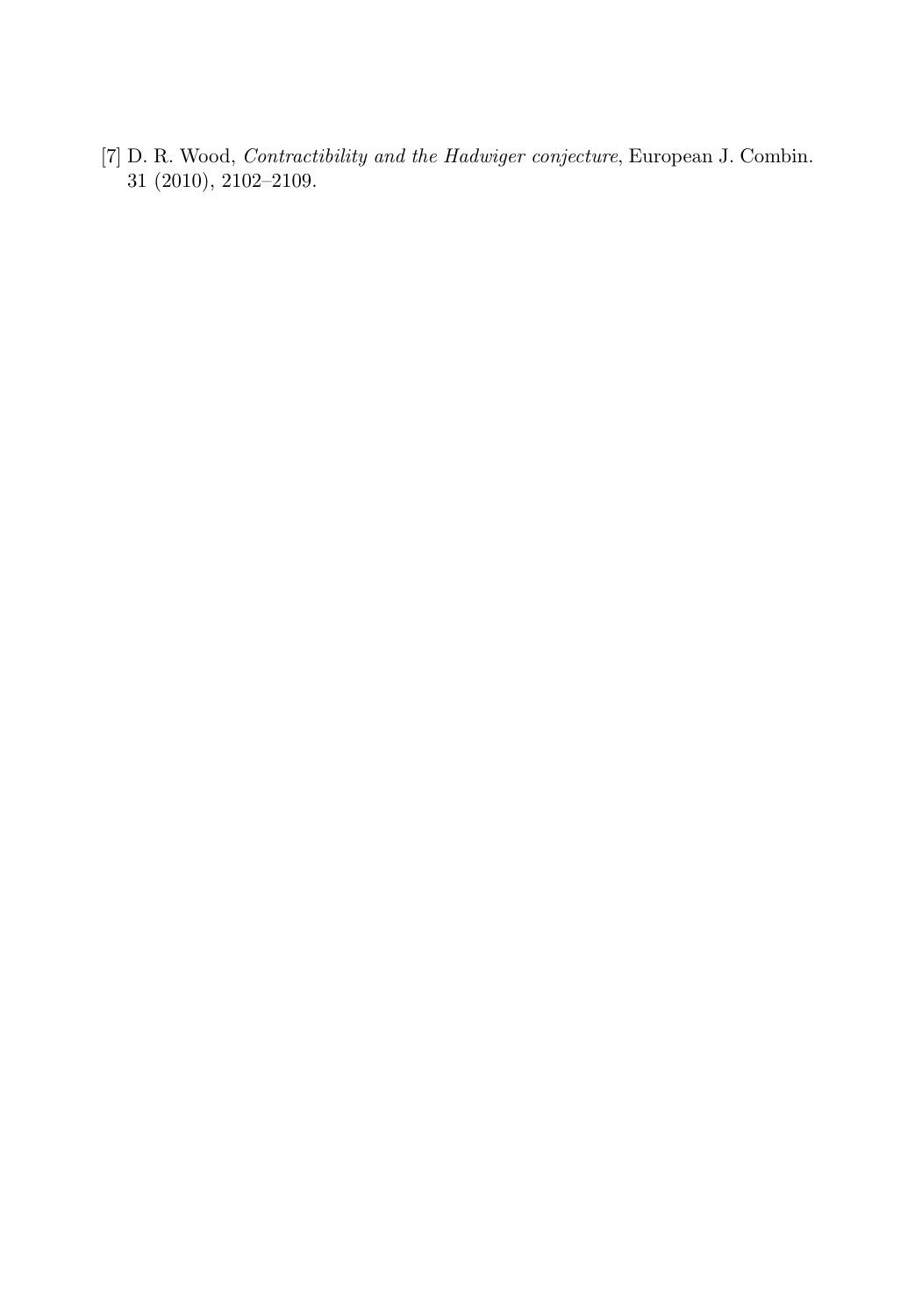[7] D. R. Wood, *Contractibility and the Hadwiger conjecture*, European J. Combin. 31 (2010), 2102–2109.